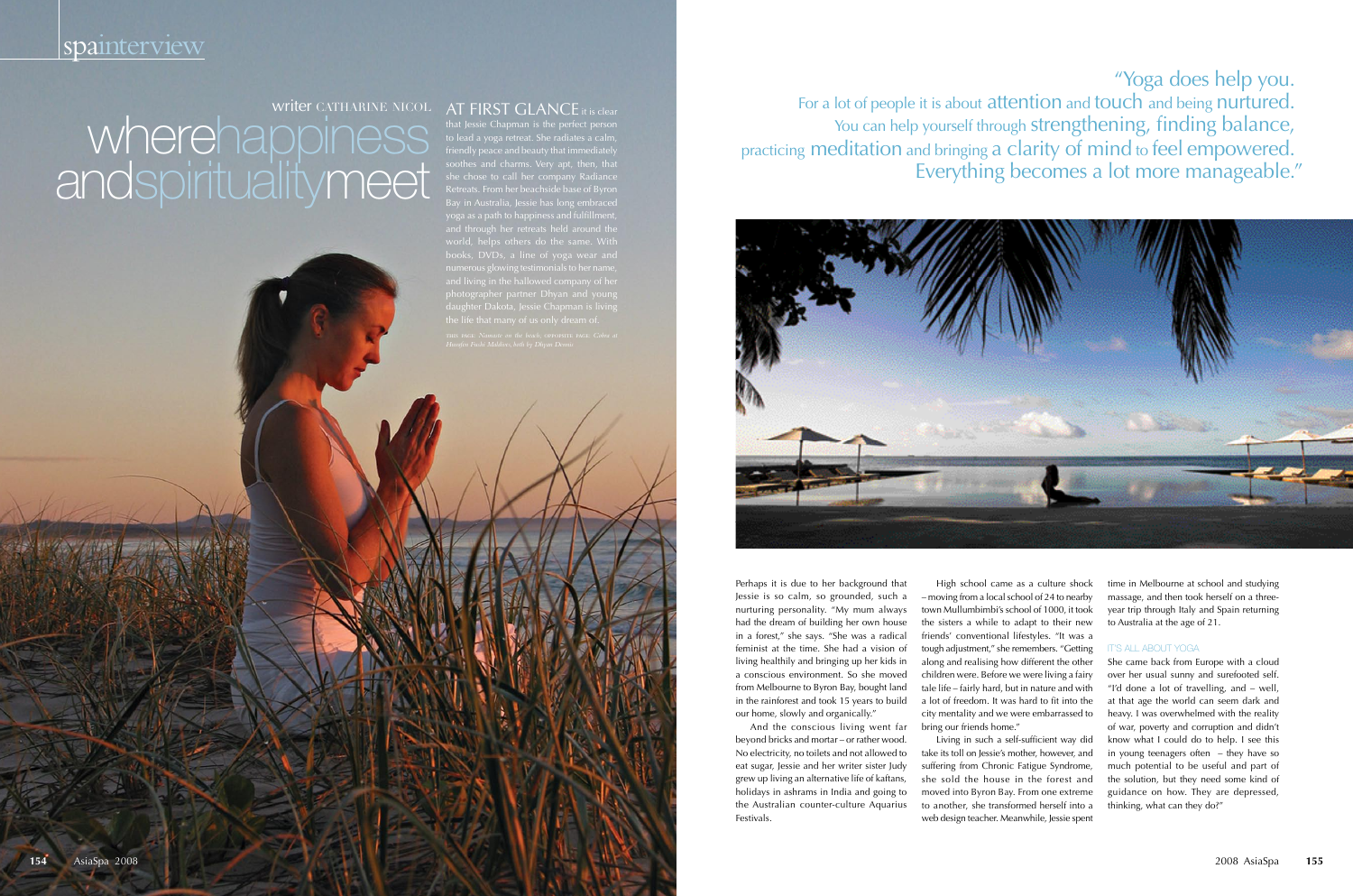# where happiness and spirituality meet

writer CATHARINE NICOL

AT FIRST GLANCE it is clear that Jessie Chapman is the perfect person to lead a yoga retreat. She radiates a calm, friendly peace and beauty that immediately soothes and charms. Very apt, then, that she chose to call her company Radiance Retreats. From her beachside base of Byron Bay in Australia, Jessie has long embraced yoga as a path to happiness and fulfillment, and through her retreats held around the world, helps others do the same. With books, DVDs, a line of yoga wear and numerous glowing testimonials to her name, and living in the hallowed company of her photographer partner Dhyan and young daughter Dakota, Jessie Chapman is living the life that many of us only dream of.

THIS PAGE: Namaste on the beach; OPPOSITE PAGE: Cobra at Huvafen Fushi Maldives, both by Dhyan Dennis

> "Yoga does help you. For a lot of people it is about attention and touch and being nurtured. You can help yourself through strengthening, finding balance, practicing meditation and bringing a clarity of mind to feel empowered. Everything becomes a lot more manageable."

Perhaps it is due to her background that Jessie is so calm, so grounded, such a nurturing personality. "My mum always had the dream of building her own house in a forest," she says. "She was a radical feminist at the time. She had a vision of living healthily and bringing up her kids in a conscious environment. So she moved from Melbourne to Byron Bay, bought land in the rainforest and took 15 years to build our home, slowly and organically."

And the conscious living went far beyond bricks and mortar – or rather wood. No electricity, no toilets and not allowed to eat sugar, Jessie and her writer sister Judy grew up living an alternative life of kaftans, holidays in ashrams in India and going to the Australian counter-culture Aquarius Festivals.

High school came as a culture shock – moving from a local school of 24 to nearby town Mullumbimbi's school of 1000, it took the sisters a while to adapt to their new friends' conventional lifestyles. "It was a tough adjustment," she remembers. "Getting along and realising how different the other children were. Before we were living a fairy tale life – fairly hard, but in nature and with a lot of freedom. It was hard to fit into the city mentality and we were embarrassed to bring our friends home."

Living in such a self-sufficient way did take its toll on Jessie's mother, however, and suffering from Chronic Fatigue Syndrome, she sold the house in the forest and moved into Byron Bay. From one extreme to another, she transformed herself into a web design teacher. Meanwhile, Jessie spent time in Melbourne at school and studying massage, and then took herself on a three-year trip through Italy and Spain returning to Australia at the age of 21.

### IT'S ALL ABOUT YOGA

She came back from Europe with a cloud over her usual sunny and surefooted self. "I'd done a lot of travelling, and – well, at that age the world can seem dark and heavy. I was overwhelmed with the reality of war, poverty and corruption and didn't know what I could do to help. I see this in young teenagers often – they have so much potential to be useful and part of the solution, but they need some kind of guidance on how. They are depressed, thinking, what can they do?"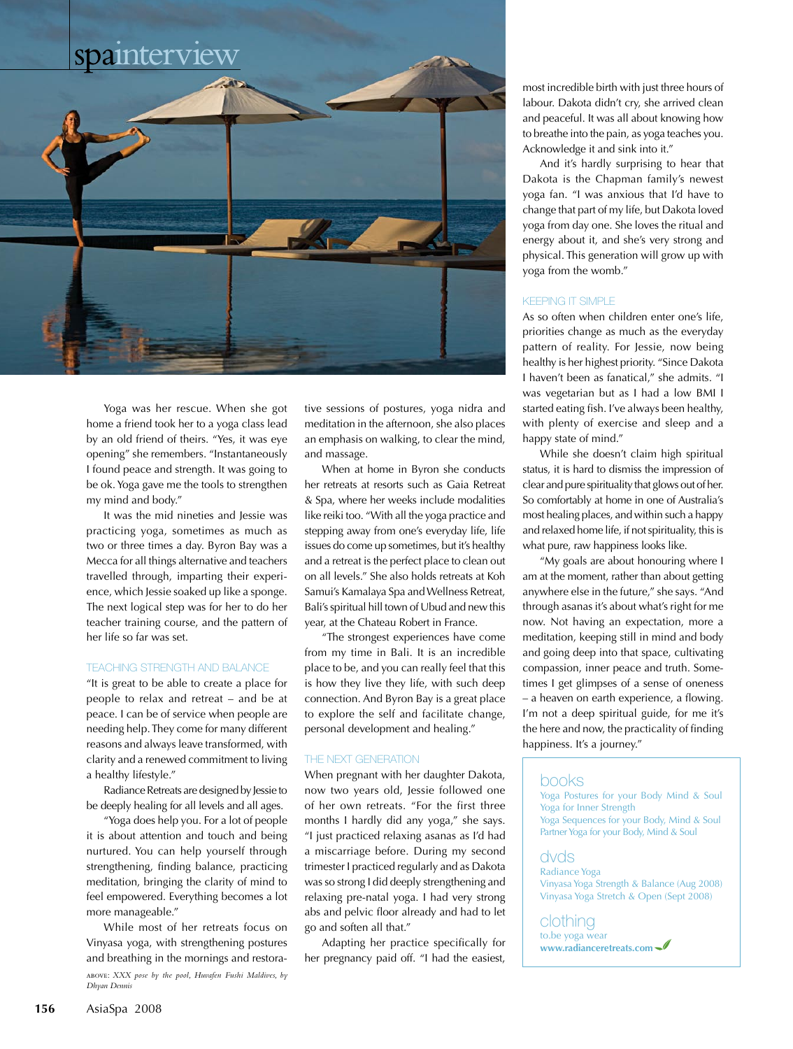# spainterview

Yoga was her rescue. When she got home a friend took her to a yoga class lead by an old friend of theirs. "Yes, it was eye opening" she remembers. "Instantaneously I found peace and strength. It was going to be ok. Yoga gave me the tools to strengthen my mind and body."

It was the mid nineties and Jessie was practicing yoga, sometimes as much as two or three times a day. Byron Bay was a Mecca for all things alternative and teachers travelled through, imparting their experience, which Jessie soaked up like a sponge. The next logical step was for her to do her teacher training course, and the pattern of her life so far was set.

## TEACHING STRENGTH AND BALANCE

"It is great to be able to create a place for people to relax and retreat – and be at peace. I can be of service when people are needing help. They come for many different reasons and always leave transformed, with clarity and a renewed commitment to living a healthy lifestyle."

Radiance Retreats are designed by Jessie to be deeply healing for all levels and all ages.

"Yoga does help you. For a lot of people it is about attention and touch and being nurtured. You can help yourself through strengthening, finding balance, practicing meditation, bringing the clarity of mind to feel empowered. Everything becomes a lot more manageable."

While most of her retreats focus on Vinyasa yoga, with strengthening postures and breathing in the mornings and restorative sessions of postures, yoga nidra and meditation in the afternoon, she also places an emphasis on walking, to clear the mind, and massage.

When at home in Byron she conducts her retreats at resorts such as Gaia Retreat & Spa, where her weeks include modalities like reiki too. "With all the yoga practice and stepping away from one's everyday life, life issues do come up sometimes, but it's healthy and a retreat is the perfect place to clean out on all levels." She also holds retreats at Koh Samui's Kamalaya Spa and Wellness Retreat, Bali's spiritual hill town of Ubud and new this year, at the Chateau Robert in France.

"The strongest experiences have come from my time in Bali. It is an incredible place to be, and you can really feel that this is how they live they life, with such deep connection. And Byron Bay is a great place to explore the self and facilitate change, personal development and healing."

## THE NEXT GENERATION

When pregnant with her daughter Dakota, now two years old, Jessie followed one of her own retreats. "For the first three months I hardly did any yoga," she says. "I just practiced relaxing asanas as I'd had a miscarriage before. During my second trimester I practiced regularly and as Dakota was so strong I did deeply strengthening and relaxing pre-natal yoga. I had very strong abs and pelvic floor already and had to let go and soften all that."

Adapting her practice specifically for her pregnancy paid off. "I had the easiest, most incredible birth with just three hours of labour. Dakota didn't cry, she arrived clean and peaceful. It was all about knowing how to breathe into the pain, as yoga teaches you. Acknowledge it and sink into it."

And it's hardly surprising to hear that Dakota is the Chapman family's newest yoga fan. "I was anxious that I'd have to change that part of my life, but Dakota loved yoga from day one. She loves the ritual and energy about it, and she's very strong and physical. This generation will grow up with yoga from the womb."

## KEEPING IT SIMPLE

As so often when children enter one's life, priorities change as much as the everyday pattern of reality. For Jessie, now being healthy is her highest priority. "Since Dakota I haven't been as fanatical," she admits. "I was vegetarian but as I had a low BMI I started eating fish. I've always been healthy, with plenty of exercise and sleep and a happy state of mind."

While she doesn't claim high spiritual status, it is hard to dismiss the impression of clear and pure spirituality that glows out of her. So comfortably at home in one of Australia's most healing places, and within such a happy and relaxed home life, if not spirituality, this is what pure, raw happiness looks like.

"My goals are about honouring where I am at the moment, rather than about getting anywhere else in the future," she says. "And through asanas it's about what's right for me now. Not having an expectation, more a meditation, keeping still in mind and body and going deep into that space, cultivating compassion, inner peace and truth. Sometimes I get glimpses of a sense of oneness – a heaven on earth experience, a flowing. I'm not a deep spiritual guide, for me it's the here and now, the practicality of finding happiness. It's a journey."

ABOVE: *XXX pose by the pool, Huvafen Fushi Maldives, by Dhyan Dennis*

### books

Yoga Postures for your Body Mind & Soul
Yoga for Inner Strength
Yoga Sequences for your Body, Mind & Soul
Partner Yoga for your Body, Mind & Soul

### dvds

Radiance Yoga
Vinyasa Yoga Strength & Balance (Aug 2008)
Vinyasa Yoga Stretch & Open (Sept 2008)

### clothing

to.be yoga wear
**www.radianceretreats.com**